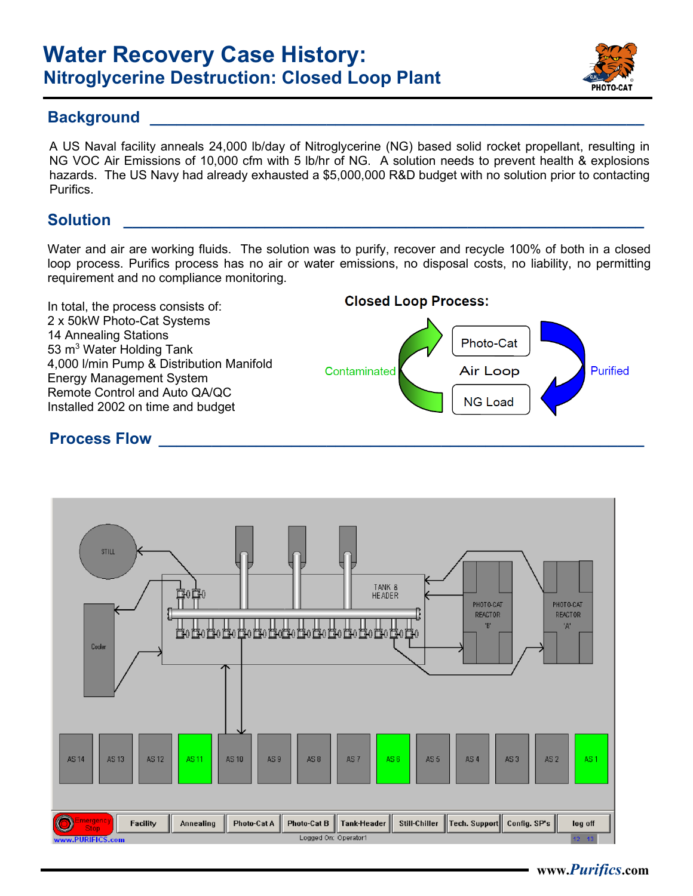# Water Recovery Case History:

## Nitroglycerine Destruction: Closed Loop Plant

## Background

A US Naval facility anneals 24,000 lb/day of Nitroglycerine (NG) based solid rocket propellant, resulting in NG VOC Air Emissions of 10,000 cfm with 5 lb/hr of NG. A solution needs to prevent health & explosions hazards. The US Navy had already exhausted a $5,000,000 R&D budget with no solution prior to contacting Purifics.

## Solution

Water and air are working fluids. The solution was to purify, recover and recycle 100% of both in a closed loop process. Purifics process has no air or water emissions, no disposal costs, no liability, no permitting requirement and no compliance monitoring.

In total, the process consists of:
2 x 50kW Photo-Cat Systems
14 Annealing Stations
53 $m^3$ Water Holding Tank
4,000 l/min Pump & Distribution Manifold
Energy Management System
Remote Control and Auto QA/QC
Installed 2002 on time and budget

**Closed Loop Process:**

Contaminated → Photo-Cat → Air Loop → Purified → NG Load

## Process Flow

STILL — Cooler — TANK & HEADER — PHOTO-CAT REACTOR 'B' — PHOTO-CAT REACTOR 'A'

AS 14 | AS 13 | AS 12 | AS 11 | AS 10 | AS 9 | AS 8 | AS 7 | AS 6 | AS 5 | AS 4 | AS 3 | AS 2 | AS 1

Emergency Stop | Facility | Annealing | Photo-Cat A | Photo-Cat B | Tank-Header | Still-Chiller | Tech. Support | Config. SP's | log off

www.PURIFICS.com — Logged On: Operator1

www.*Purifics*.com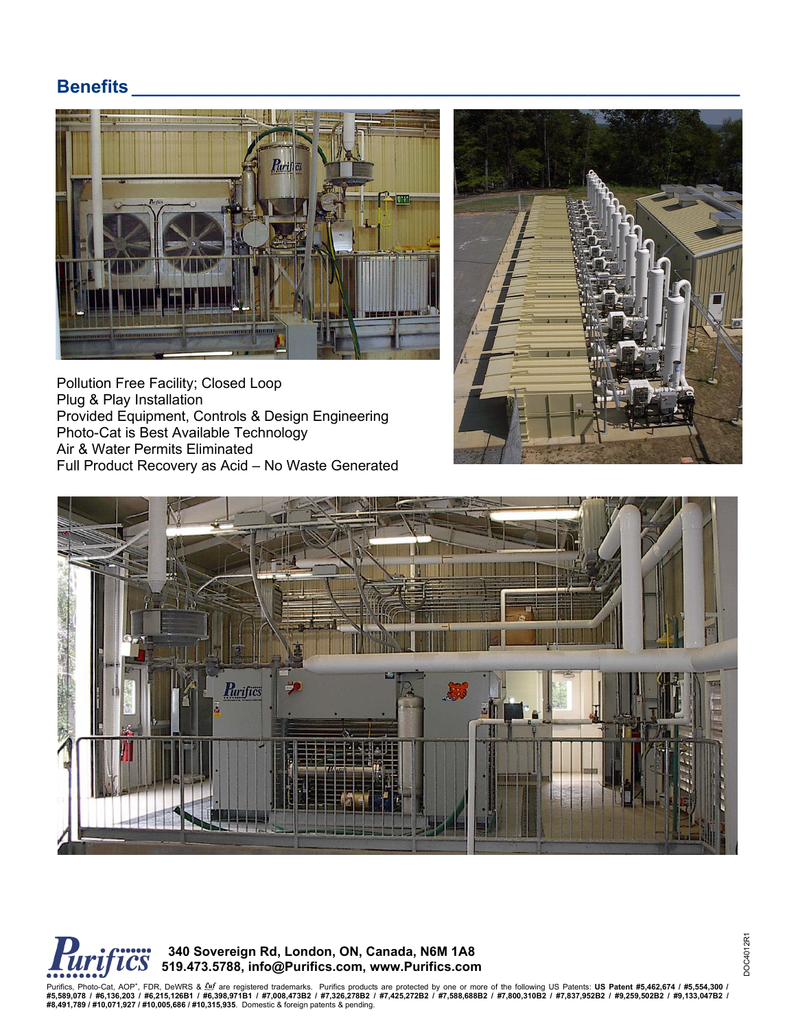## Benefits

Pollution Free Facility; Closed Loop
Plug & Play Installation
Provided Equipment, Controls & Design Engineering
Photo-Cat is Best Available Technology
Air & Water Permits Eliminated
Full Product Recovery as Acid – No Waste Generated

**340 Sovereign Rd, London, ON, Canada, N6M 1A8**
**519.473.5788, info@Purifics.com, www.Purifics.com**

Purifics, Photo-Cat, AOP+, FDR, DeWRS & Luf are registered trademarks. Purifics products are protected by one or more of the following US Patents: **US Patent #5,462,674 / #5,554,300 / #5,589,078 / #6,136,203 / #6,215,126B1 / #6,398,971B1 / #7,008,473B2 / #7,326,278B2 / #7,425,272B2 / #7,588,688B2 / #7,800,310B2 / #7,837,952B2 / #9,259,502B2 / #9,133,047B2 / #8,491,789 / #10,071,927 / #10,005,686 / #10,315,935**. Domestic & foreign patents & pending.

DOC4012R1